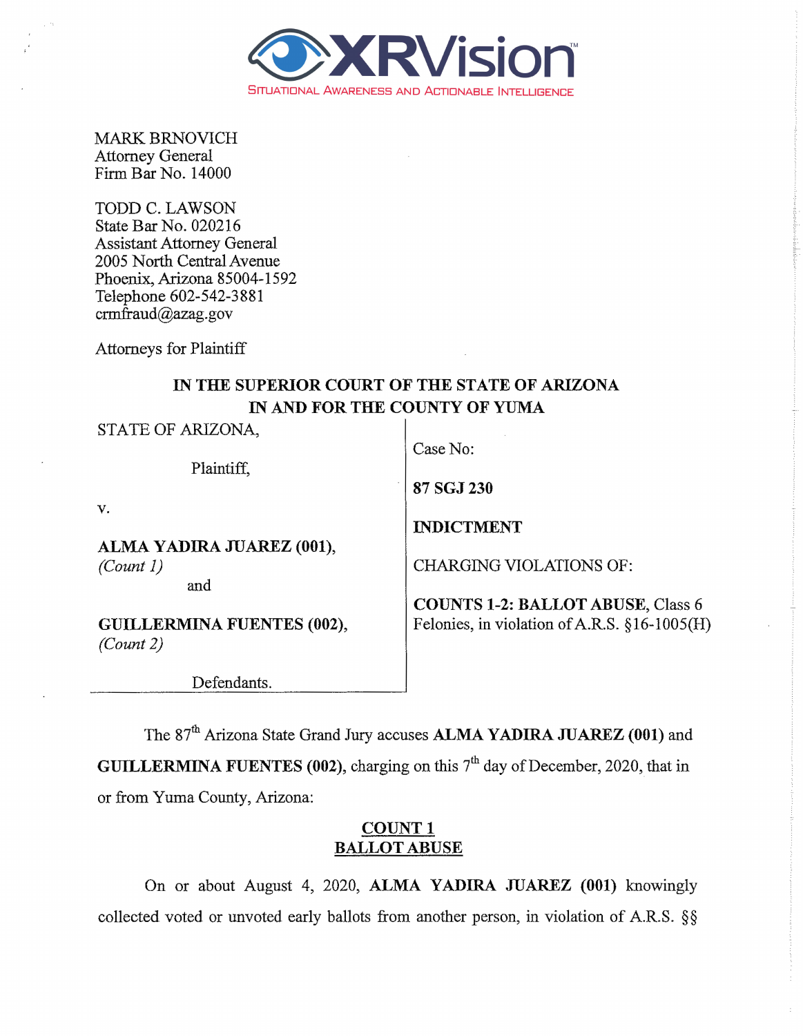XRVision™
SITUATIONAL AWARENESS AND ACTIONABLE INTELLIGENCE

MARK BRNOVICH
Attorney General
Firm Bar No. 14000

TODD C. LAWSON
State Bar No. 020216
Assistant Attorney General
2005 North Central Avenue
Phoenix, Arizona 85004-1592
Telephone 602-542-3881
crmfraud@azag.gov

Attorneys for Plaintiff

**IN THE SUPERIOR COURT OF THE STATE OF ARIZONA**
**IN AND FOR THE COUNTY OF YUMA**

| | |
|---|---|
| STATE OF ARIZONA,<br><br>Plaintiff,<br><br>v.<br><br>**ALMA YADIRA JUAREZ (001),**<br>*(Count 1)*<br>and<br><br>**GUILLERMINA FUENTES (002),**<br>*(Count 2)*<br><br>Defendants. | Case No:<br><br>**87 SGJ 230**<br><br>**INDICTMENT**<br><br>CHARGING VIOLATIONS OF:<br><br>**COUNTS 1-2: BALLOT ABUSE,** Class 6 Felonies, in violation of A.R.S. §16-1005(H) |

The 87th Arizona State Grand Jury accuses **ALMA YADIRA JUAREZ (001)** and **GUILLERMINA FUENTES (002),** charging on this 7th day of December, 2020, that in or from Yuma County, Arizona:

## COUNT 1
## BALLOT ABUSE

On or about August 4, 2020, **ALMA YADIRA JUAREZ (001)** knowingly collected voted or unvoted early ballots from another person, in violation of A.R.S. §§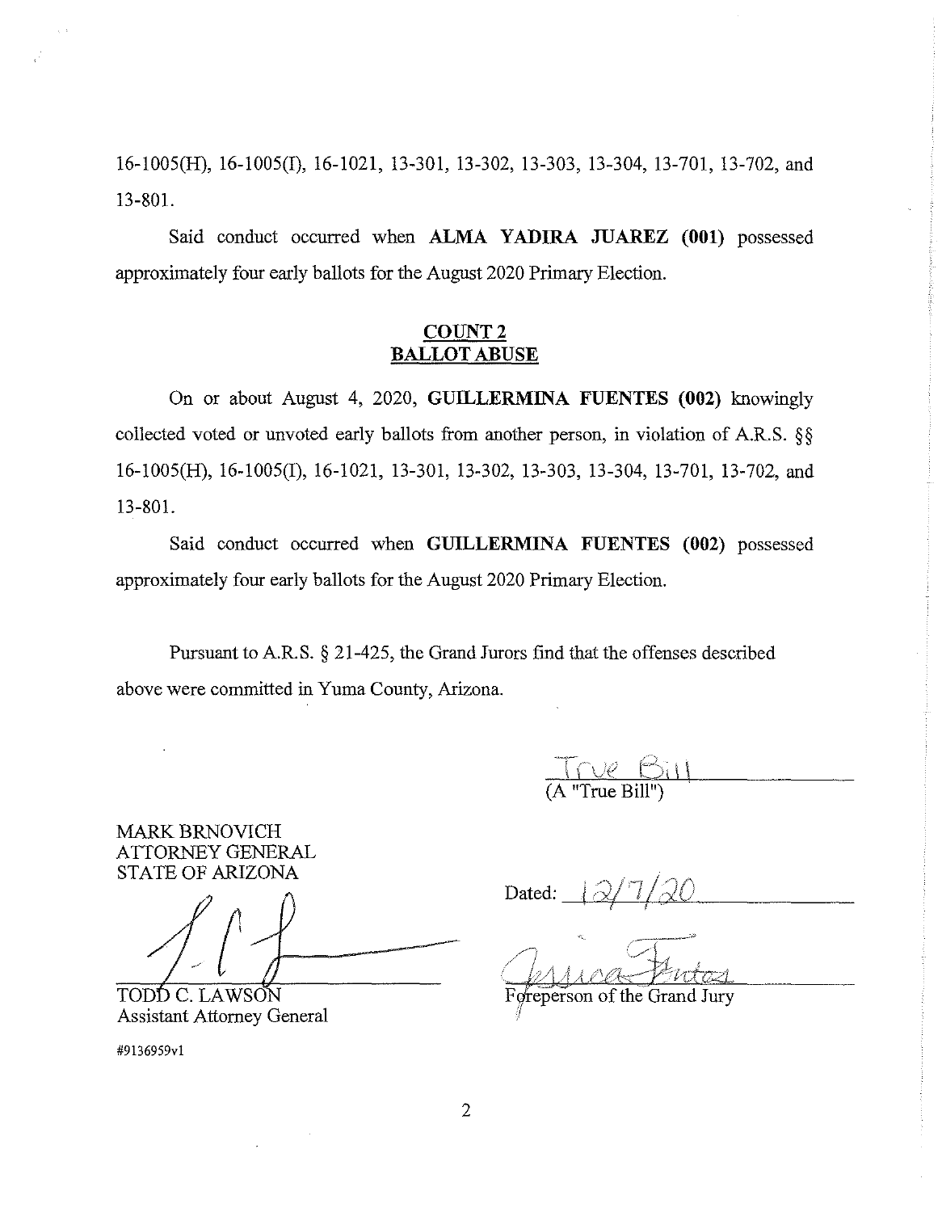16-1005(H), 16-1005(I), 16-1021, 13-301, 13-302, 13-303, 13-304, 13-701, 13-702, and 13-801.

Said conduct occurred when **ALMA YADIRA JUAREZ (001)** possessed approximately four early ballots for the August 2020 Primary Election.

## COUNT 2
## BALLOT ABUSE

On or about August 4, 2020, **GUILLERMINA FUENTES (002)** knowingly collected voted or unvoted early ballots from another person, in violation of A.R.S. §§ 16-1005(H), 16-1005(I), 16-1021, 13-301, 13-302, 13-303, 13-304, 13-701, 13-702, and 13-801.

Said conduct occurred when **GUILLERMINA FUENTES (002)** possessed approximately four early ballots for the August 2020 Primary Election.

Pursuant to A.R.S. § 21-425, the Grand Jurors find that the offenses described above were committed in Yuma County, Arizona.

True Bill
(A "True Bill")

MARK BRNOVICH
ATTORNEY GENERAL
STATE OF ARIZONA

Dated: 12/7/20

TODD C. LAWSON
Assistant Attorney General

Foreperson of the Grand Jury

#9136959v1